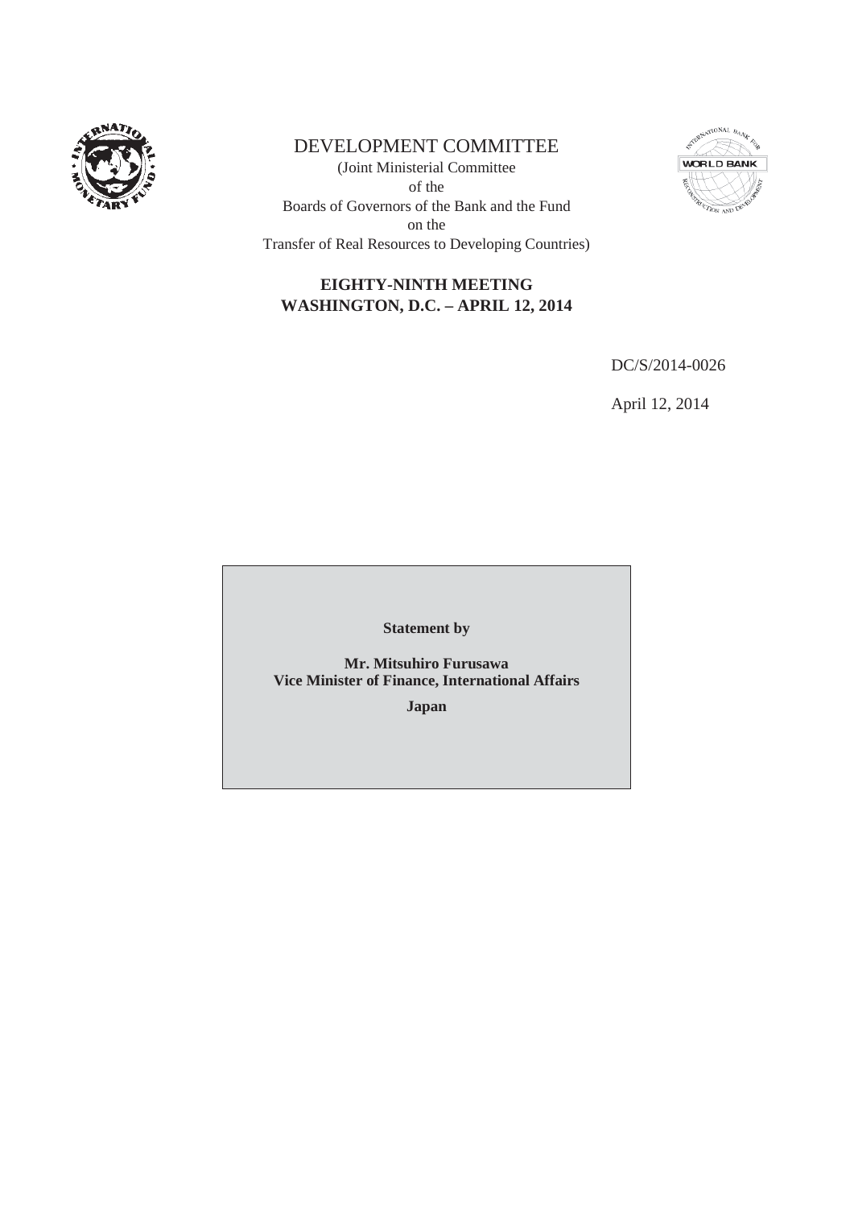# DEVELOPMENT COMMITTEE

(Joint Ministerial Committee
of the
Boards of Governors of the Bank and the Fund
on the
Transfer of Real Resources to Developing Countries)

**EIGHTY-NINTH MEETING**
**WASHINGTON, D.C. – APRIL 12, 2014**

DC/S/2014-0026

April 12, 2014

**Statement by**

**Mr. Mitsuhiro Furusawa**
**Vice Minister of Finance, International Affairs**

**Japan**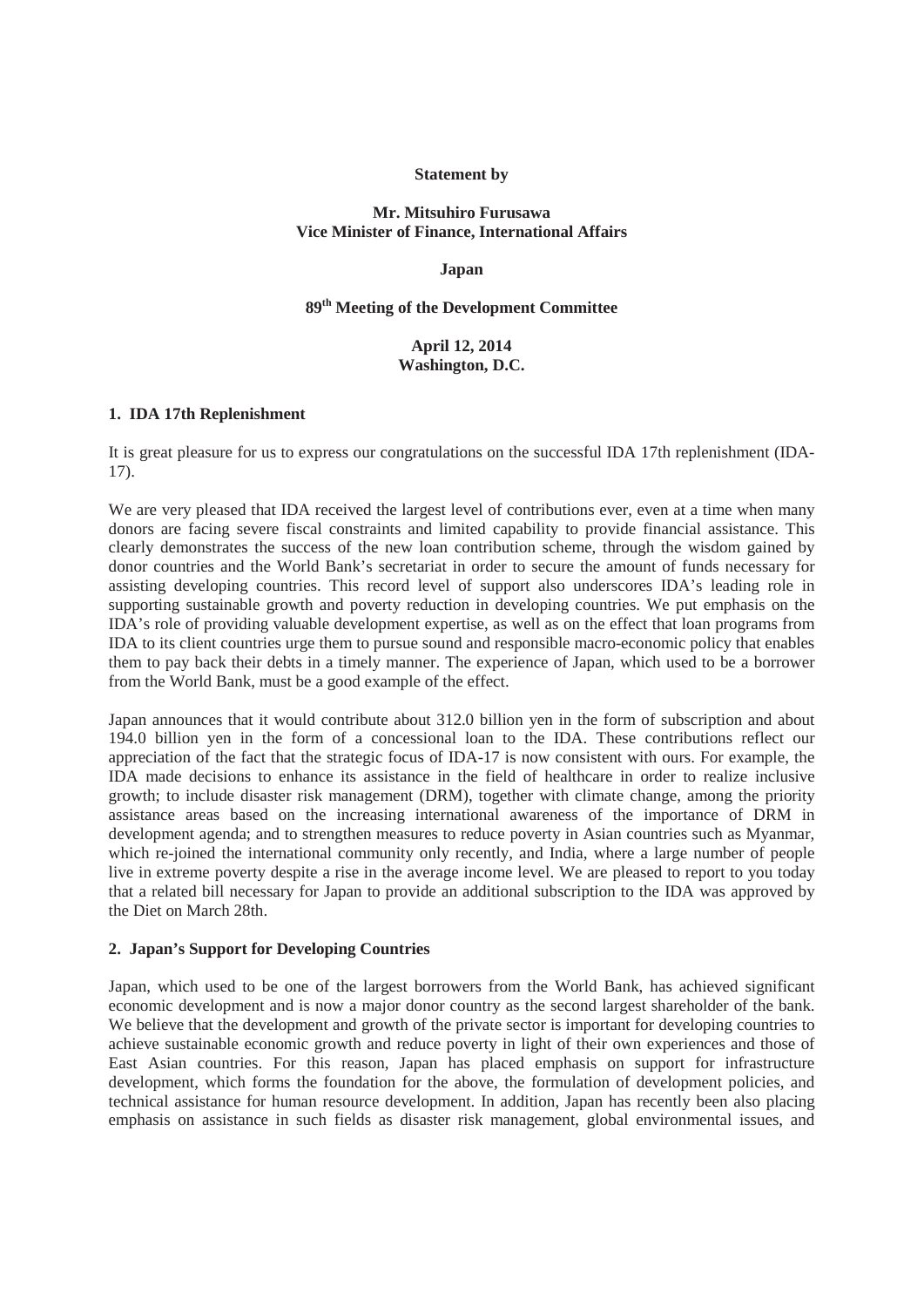**Statement by**

**Mr. Mitsuhiro Furusawa**
**Vice Minister of Finance, International Affairs**

**Japan**

**89th Meeting of the Development Committee**

**April 12, 2014**
**Washington, D.C.**

## 1. IDA 17th Replenishment

It is great pleasure for us to express our congratulations on the successful IDA 17th replenishment (IDA-17).

We are very pleased that IDA received the largest level of contributions ever, even at a time when many donors are facing severe fiscal constraints and limited capability to provide financial assistance. This clearly demonstrates the success of the new loan contribution scheme, through the wisdom gained by donor countries and the World Bank's secretariat in order to secure the amount of funds necessary for assisting developing countries. This record level of support also underscores IDA's leading role in supporting sustainable growth and poverty reduction in developing countries. We put emphasis on the IDA's role of providing valuable development expertise, as well as on the effect that loan programs from IDA to its client countries urge them to pursue sound and responsible macro-economic policy that enables them to pay back their debts in a timely manner. The experience of Japan, which used to be a borrower from the World Bank, must be a good example of the effect.

Japan announces that it would contribute about 312.0 billion yen in the form of subscription and about 194.0 billion yen in the form of a concessional loan to the IDA. These contributions reflect our appreciation of the fact that the strategic focus of IDA-17 is now consistent with ours. For example, the IDA made decisions to enhance its assistance in the field of healthcare in order to realize inclusive growth; to include disaster risk management (DRM), together with climate change, among the priority assistance areas based on the increasing international awareness of the importance of DRM in development agenda; and to strengthen measures to reduce poverty in Asian countries such as Myanmar, which re-joined the international community only recently, and India, where a large number of people live in extreme poverty despite a rise in the average income level. We are pleased to report to you today that a related bill necessary for Japan to provide an additional subscription to the IDA was approved by the Diet on March 28th.

## 2. Japan's Support for Developing Countries

Japan, which used to be one of the largest borrowers from the World Bank, has achieved significant economic development and is now a major donor country as the second largest shareholder of the bank. We believe that the development and growth of the private sector is important for developing countries to achieve sustainable economic growth and reduce poverty in light of their own experiences and those of East Asian countries. For this reason, Japan has placed emphasis on support for infrastructure development, which forms the foundation for the above, the formulation of development policies, and technical assistance for human resource development. In addition, Japan has recently been also placing emphasis on assistance in such fields as disaster risk management, global environmental issues, and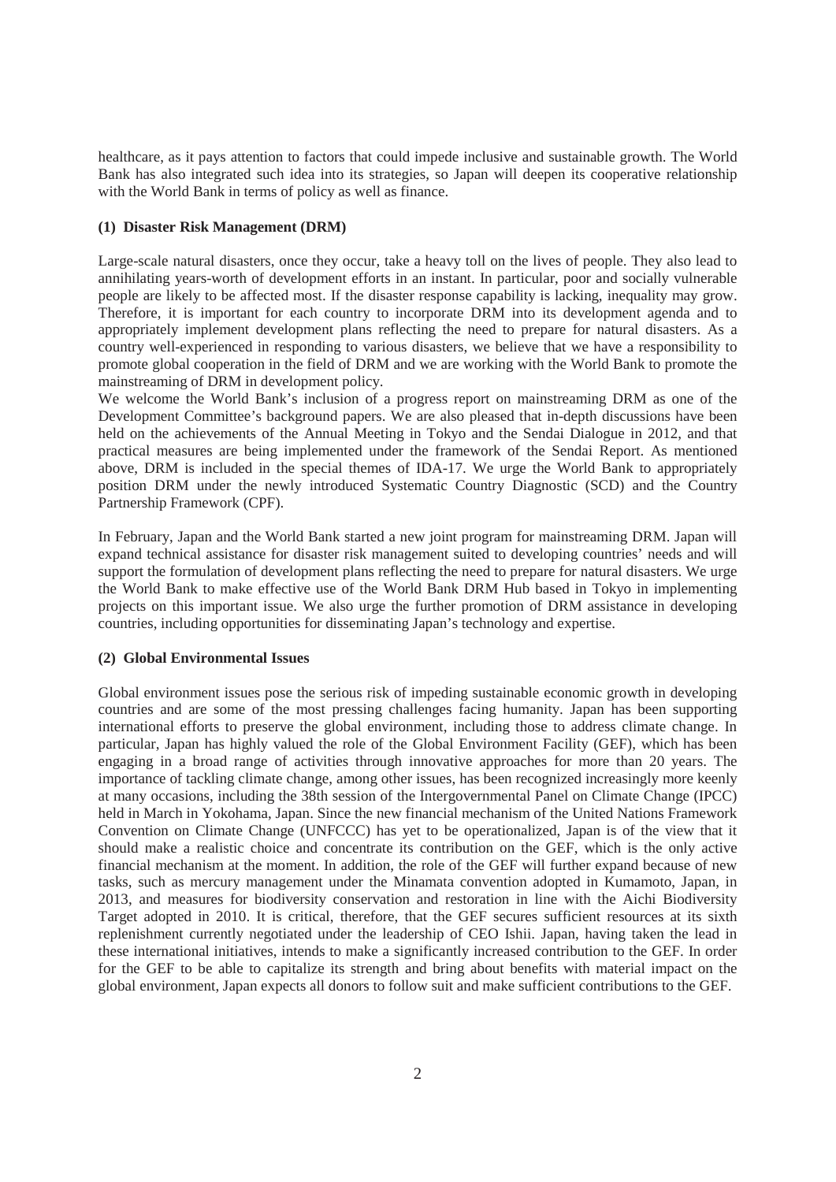healthcare, as it pays attention to factors that could impede inclusive and sustainable growth. The World Bank has also integrated such idea into its strategies, so Japan will deepen its cooperative relationship with the World Bank in terms of policy as well as finance.

**(1) Disaster Risk Management (DRM)**

Large-scale natural disasters, once they occur, take a heavy toll on the lives of people. They also lead to annihilating years-worth of development efforts in an instant. In particular, poor and socially vulnerable people are likely to be affected most. If the disaster response capability is lacking, inequality may grow. Therefore, it is important for each country to incorporate DRM into its development agenda and to appropriately implement development plans reflecting the need to prepare for natural disasters. As a country well-experienced in responding to various disasters, we believe that we have a responsibility to promote global cooperation in the field of DRM and we are working with the World Bank to promote the mainstreaming of DRM in development policy.
We welcome the World Bank's inclusion of a progress report on mainstreaming DRM as one of the Development Committee's background papers. We are also pleased that in-depth discussions have been held on the achievements of the Annual Meeting in Tokyo and the Sendai Dialogue in 2012, and that practical measures are being implemented under the framework of the Sendai Report. As mentioned above, DRM is included in the special themes of IDA-17. We urge the World Bank to appropriately position DRM under the newly introduced Systematic Country Diagnostic (SCD) and the Country Partnership Framework (CPF).

In February, Japan and the World Bank started a new joint program for mainstreaming DRM. Japan will expand technical assistance for disaster risk management suited to developing countries' needs and will support the formulation of development plans reflecting the need to prepare for natural disasters. We urge the World Bank to make effective use of the World Bank DRM Hub based in Tokyo in implementing projects on this important issue. We also urge the further promotion of DRM assistance in developing countries, including opportunities for disseminating Japan's technology and expertise.

**(2) Global Environmental Issues**

Global environment issues pose the serious risk of impeding sustainable economic growth in developing countries and are some of the most pressing challenges facing humanity. Japan has been supporting international efforts to preserve the global environment, including those to address climate change. In particular, Japan has highly valued the role of the Global Environment Facility (GEF), which has been engaging in a broad range of activities through innovative approaches for more than 20 years. The importance of tackling climate change, among other issues, has been recognized increasingly more keenly at many occasions, including the 38th session of the Intergovernmental Panel on Climate Change (IPCC) held in March in Yokohama, Japan. Since the new financial mechanism of the United Nations Framework Convention on Climate Change (UNFCCC) has yet to be operationalized, Japan is of the view that it should make a realistic choice and concentrate its contribution on the GEF, which is the only active financial mechanism at the moment. In addition, the role of the GEF will further expand because of new tasks, such as mercury management under the Minamata convention adopted in Kumamoto, Japan, in 2013, and measures for biodiversity conservation and restoration in line with the Aichi Biodiversity Target adopted in 2010. It is critical, therefore, that the GEF secures sufficient resources at its sixth replenishment currently negotiated under the leadership of CEO Ishii. Japan, having taken the lead in these international initiatives, intends to make a significantly increased contribution to the GEF. In order for the GEF to be able to capitalize its strength and bring about benefits with material impact on the global environment, Japan expects all donors to follow suit and make sufficient contributions to the GEF.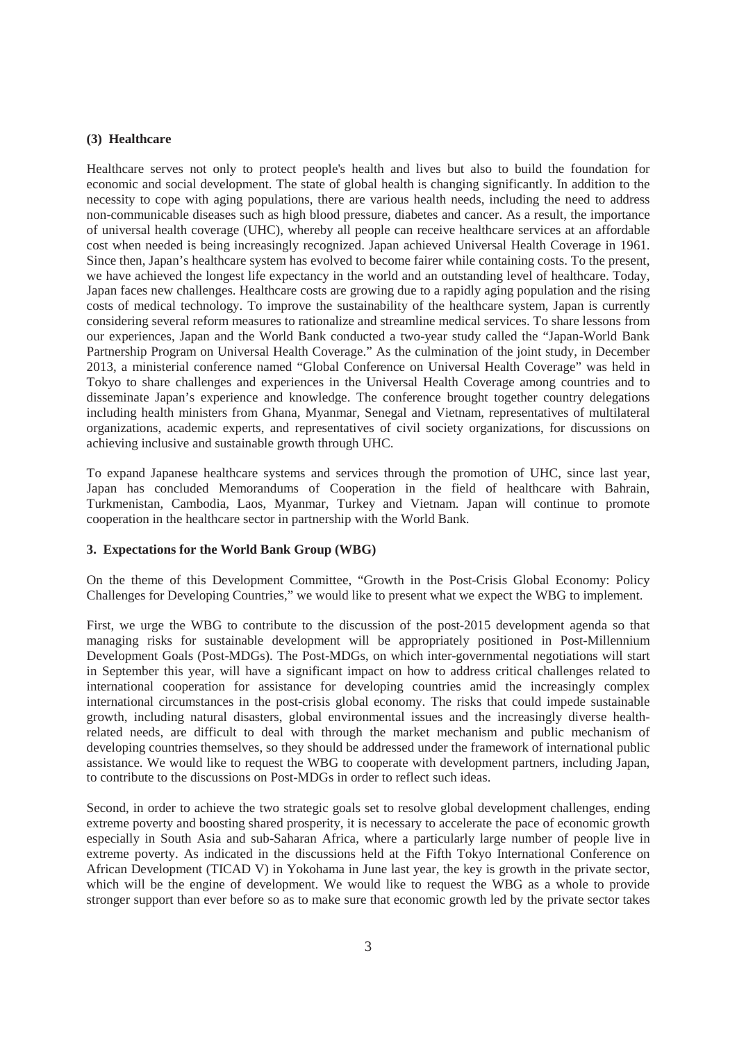### (3) Healthcare

Healthcare serves not only to protect people's health and lives but also to build the foundation for economic and social development. The state of global health is changing significantly. In addition to the necessity to cope with aging populations, there are various health needs, including the need to address non-communicable diseases such as high blood pressure, diabetes and cancer. As a result, the importance of universal health coverage (UHC), whereby all people can receive healthcare services at an affordable cost when needed is being increasingly recognized. Japan achieved Universal Health Coverage in 1961. Since then, Japan's healthcare system has evolved to become fairer while containing costs. To the present, we have achieved the longest life expectancy in the world and an outstanding level of healthcare. Today, Japan faces new challenges. Healthcare costs are growing due to a rapidly aging population and the rising costs of medical technology. To improve the sustainability of the healthcare system, Japan is currently considering several reform measures to rationalize and streamline medical services. To share lessons from our experiences, Japan and the World Bank conducted a two-year study called the "Japan-World Bank Partnership Program on Universal Health Coverage." As the culmination of the joint study, in December 2013, a ministerial conference named "Global Conference on Universal Health Coverage" was held in Tokyo to share challenges and experiences in the Universal Health Coverage among countries and to disseminate Japan's experience and knowledge. The conference brought together country delegations including health ministers from Ghana, Myanmar, Senegal and Vietnam, representatives of multilateral organizations, academic experts, and representatives of civil society organizations, for discussions on achieving inclusive and sustainable growth through UHC.

To expand Japanese healthcare systems and services through the promotion of UHC, since last year, Japan has concluded Memorandums of Cooperation in the field of healthcare with Bahrain, Turkmenistan, Cambodia, Laos, Myanmar, Turkey and Vietnam. Japan will continue to promote cooperation in the healthcare sector in partnership with the World Bank.

## 3. Expectations for the World Bank Group (WBG)

On the theme of this Development Committee, "Growth in the Post-Crisis Global Economy: Policy Challenges for Developing Countries," we would like to present what we expect the WBG to implement.

First, we urge the WBG to contribute to the discussion of the post-2015 development agenda so that managing risks for sustainable development will be appropriately positioned in Post-Millennium Development Goals (Post-MDGs). The Post-MDGs, on which inter-governmental negotiations will start in September this year, will have a significant impact on how to address critical challenges related to international cooperation for assistance for developing countries amid the increasingly complex international circumstances in the post-crisis global economy. The risks that could impede sustainable growth, including natural disasters, global environmental issues and the increasingly diverse health-related needs, are difficult to deal with through the market mechanism and public mechanism of developing countries themselves, so they should be addressed under the framework of international public assistance. We would like to request the WBG to cooperate with development partners, including Japan, to contribute to the discussions on Post-MDGs in order to reflect such ideas.

Second, in order to achieve the two strategic goals set to resolve global development challenges, ending extreme poverty and boosting shared prosperity, it is necessary to accelerate the pace of economic growth especially in South Asia and sub-Saharan Africa, where a particularly large number of people live in extreme poverty. As indicated in the discussions held at the Fifth Tokyo International Conference on African Development (TICAD V) in Yokohama in June last year, the key is growth in the private sector, which will be the engine of development. We would like to request the WBG as a whole to provide stronger support than ever before so as to make sure that economic growth led by the private sector takes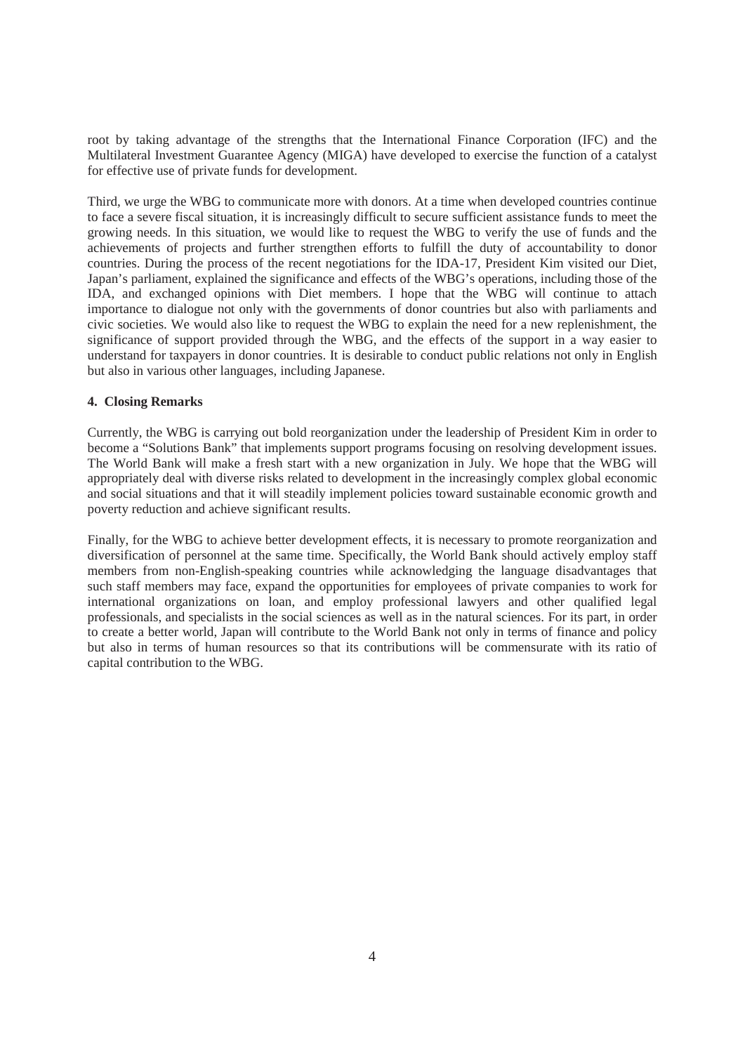root by taking advantage of the strengths that the International Finance Corporation (IFC) and the Multilateral Investment Guarantee Agency (MIGA) have developed to exercise the function of a catalyst for effective use of private funds for development.

Third, we urge the WBG to communicate more with donors. At a time when developed countries continue to face a severe fiscal situation, it is increasingly difficult to secure sufficient assistance funds to meet the growing needs. In this situation, we would like to request the WBG to verify the use of funds and the achievements of projects and further strengthen efforts to fulfill the duty of accountability to donor countries. During the process of the recent negotiations for the IDA-17, President Kim visited our Diet, Japan's parliament, explained the significance and effects of the WBG's operations, including those of the IDA, and exchanged opinions with Diet members. I hope that the WBG will continue to attach importance to dialogue not only with the governments of donor countries but also with parliaments and civic societies. We would also like to request the WBG to explain the need for a new replenishment, the significance of support provided through the WBG, and the effects of the support in a way easier to understand for taxpayers in donor countries. It is desirable to conduct public relations not only in English but also in various other languages, including Japanese.

**4. Closing Remarks**

Currently, the WBG is carrying out bold reorganization under the leadership of President Kim in order to become a "Solutions Bank" that implements support programs focusing on resolving development issues. The World Bank will make a fresh start with a new organization in July. We hope that the WBG will appropriately deal with diverse risks related to development in the increasingly complex global economic and social situations and that it will steadily implement policies toward sustainable economic growth and poverty reduction and achieve significant results.

Finally, for the WBG to achieve better development effects, it is necessary to promote reorganization and diversification of personnel at the same time. Specifically, the World Bank should actively employ staff members from non-English-speaking countries while acknowledging the language disadvantages that such staff members may face, expand the opportunities for employees of private companies to work for international organizations on loan, and employ professional lawyers and other qualified legal professionals, and specialists in the social sciences as well as in the natural sciences. For its part, in order to create a better world, Japan will contribute to the World Bank not only in terms of finance and policy but also in terms of human resources so that its contributions will be commensurate with its ratio of capital contribution to the WBG.